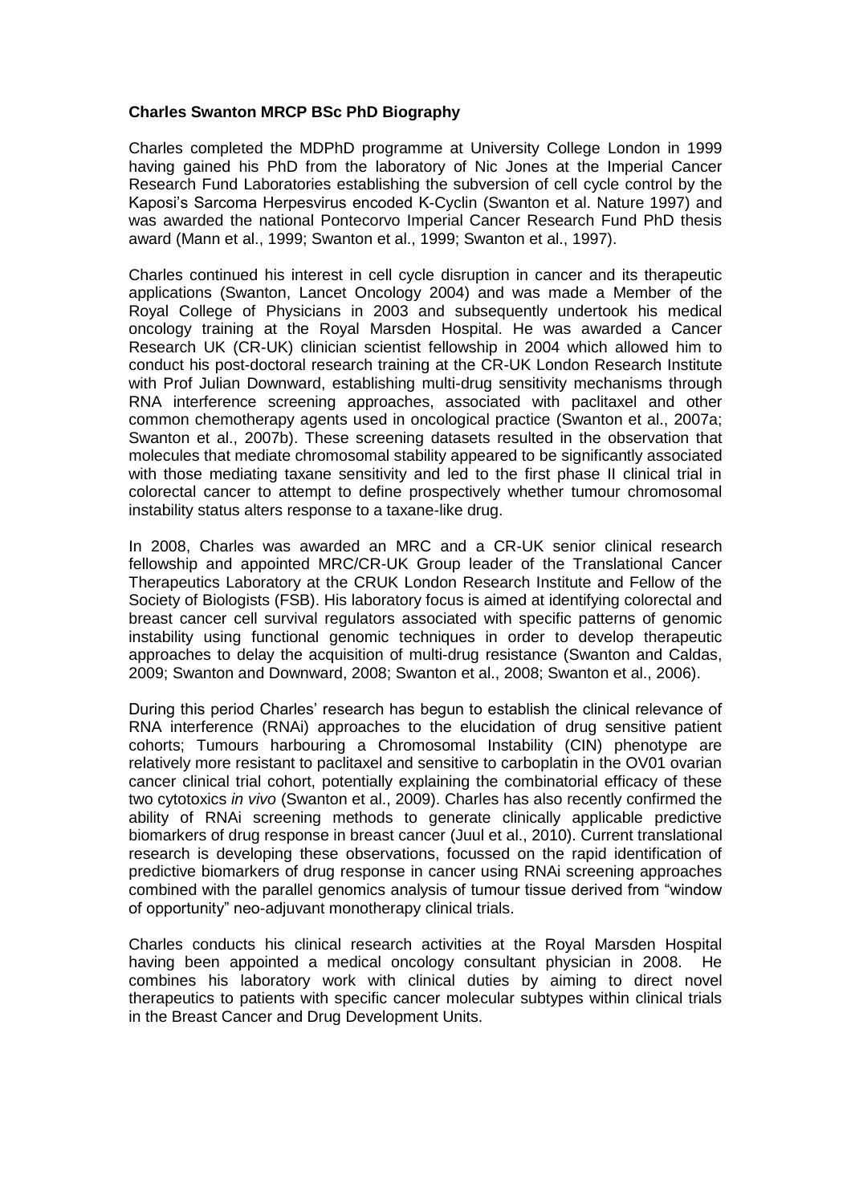**Charles Swanton MRCP BSc PhD Biography**

Charles completed the MDPhD programme at University College London in 1999 having gained his PhD from the laboratory of Nic Jones at the Imperial Cancer Research Fund Laboratories establishing the subversion of cell cycle control by the Kaposi's Sarcoma Herpesvirus encoded K-Cyclin (Swanton et al. Nature 1997) and was awarded the national Pontecorvo Imperial Cancer Research Fund PhD thesis award (Mann et al., 1999; Swanton et al., 1999; Swanton et al., 1997).

Charles continued his interest in cell cycle disruption in cancer and its therapeutic applications (Swanton, Lancet Oncology 2004) and was made a Member of the Royal College of Physicians in 2003 and subsequently undertook his medical oncology training at the Royal Marsden Hospital. He was awarded a Cancer Research UK (CR-UK) clinician scientist fellowship in 2004 which allowed him to conduct his post-doctoral research training at the CR-UK London Research Institute with Prof Julian Downward, establishing multi-drug sensitivity mechanisms through RNA interference screening approaches, associated with paclitaxel and other common chemotherapy agents used in oncological practice (Swanton et al., 2007a; Swanton et al., 2007b). These screening datasets resulted in the observation that molecules that mediate chromosomal stability appeared to be significantly associated with those mediating taxane sensitivity and led to the first phase II clinical trial in colorectal cancer to attempt to define prospectively whether tumour chromosomal instability status alters response to a taxane-like drug.

In 2008, Charles was awarded an MRC and a CR-UK senior clinical research fellowship and appointed MRC/CR-UK Group leader of the Translational Cancer Therapeutics Laboratory at the CRUK London Research Institute and Fellow of the Society of Biologists (FSB). His laboratory focus is aimed at identifying colorectal and breast cancer cell survival regulators associated with specific patterns of genomic instability using functional genomic techniques in order to develop therapeutic approaches to delay the acquisition of multi-drug resistance (Swanton and Caldas, 2009; Swanton and Downward, 2008; Swanton et al., 2008; Swanton et al., 2006).

During this period Charles' research has begun to establish the clinical relevance of RNA interference (RNAi) approaches to the elucidation of drug sensitive patient cohorts; Tumours harbouring a Chromosomal Instability (CIN) phenotype are relatively more resistant to paclitaxel and sensitive to carboplatin in the OV01 ovarian cancer clinical trial cohort, potentially explaining the combinatorial efficacy of these two cytotoxics *in vivo* (Swanton et al., 2009). Charles has also recently confirmed the ability of RNAi screening methods to generate clinically applicable predictive biomarkers of drug response in breast cancer (Juul et al., 2010). Current translational research is developing these observations, focussed on the rapid identification of predictive biomarkers of drug response in cancer using RNAi screening approaches combined with the parallel genomics analysis of tumour tissue derived from "window of opportunity" neo-adjuvant monotherapy clinical trials.

Charles conducts his clinical research activities at the Royal Marsden Hospital having been appointed a medical oncology consultant physician in 2008. He combines his laboratory work with clinical duties by aiming to direct novel therapeutics to patients with specific cancer molecular subtypes within clinical trials in the Breast Cancer and Drug Development Units.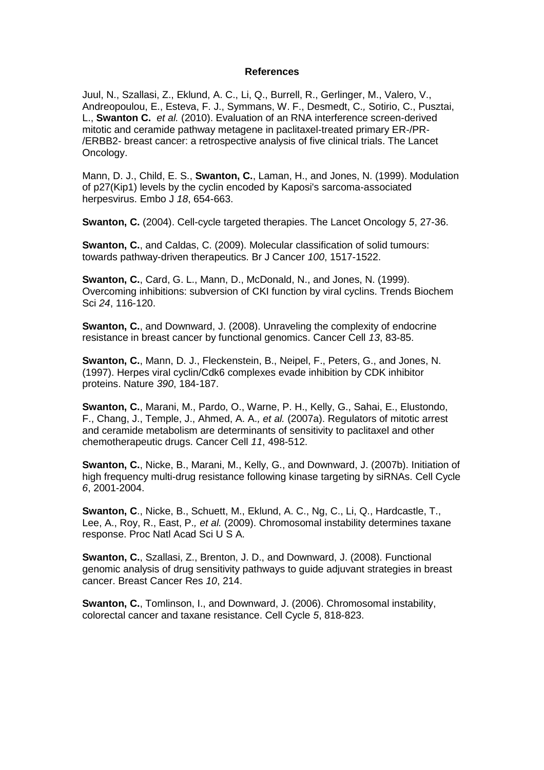**References**

Juul, N., Szallasi, Z., Eklund, A. C., Li, Q., Burrell, R., Gerlinger, M., Valero, V., Andreopoulou, E., Esteva, F. J., Symmans, W. F., Desmedt, C., Sotirio, C., Pusztai, L., **Swanton C.** *et al.* (2010). Evaluation of an RNA interference screen-derived mitotic and ceramide pathway metagene in paclitaxel-treated primary ER-/PR-/ERBB2- breast cancer: a retrospective analysis of five clinical trials. The Lancet Oncology.

Mann, D. J., Child, E. S., **Swanton, C.**, Laman, H., and Jones, N. (1999). Modulation of p27(Kip1) levels by the cyclin encoded by Kaposi's sarcoma-associated herpesvirus. Embo J *18*, 654-663.

**Swanton, C.** (2004). Cell-cycle targeted therapies. The Lancet Oncology *5*, 27-36.

**Swanton, C.**, and Caldas, C. (2009). Molecular classification of solid tumours: towards pathway-driven therapeutics. Br J Cancer *100*, 1517-1522.

**Swanton, C.**, Card, G. L., Mann, D., McDonald, N., and Jones, N. (1999). Overcoming inhibitions: subversion of CKI function by viral cyclins. Trends Biochem Sci *24*, 116-120.

**Swanton, C.**, and Downward, J. (2008). Unraveling the complexity of endocrine resistance in breast cancer by functional genomics. Cancer Cell *13*, 83-85.

**Swanton, C.**, Mann, D. J., Fleckenstein, B., Neipel, F., Peters, G., and Jones, N. (1997). Herpes viral cyclin/Cdk6 complexes evade inhibition by CDK inhibitor proteins. Nature *390*, 184-187.

**Swanton, C.**, Marani, M., Pardo, O., Warne, P. H., Kelly, G., Sahai, E., Elustondo, F., Chang, J., Temple, J., Ahmed, A. A., *et al.* (2007a). Regulators of mitotic arrest and ceramide metabolism are determinants of sensitivity to paclitaxel and other chemotherapeutic drugs. Cancer Cell *11*, 498-512.

**Swanton, C.**, Nicke, B., Marani, M., Kelly, G., and Downward, J. (2007b). Initiation of high frequency multi-drug resistance following kinase targeting by siRNAs. Cell Cycle *6*, 2001-2004.

**Swanton, C**., Nicke, B., Schuett, M., Eklund, A. C., Ng, C., Li, Q., Hardcastle, T., Lee, A., Roy, R., East, P., *et al.* (2009). Chromosomal instability determines taxane response. Proc Natl Acad Sci U S A.

**Swanton, C.**, Szallasi, Z., Brenton, J. D., and Downward, J. (2008). Functional genomic analysis of drug sensitivity pathways to guide adjuvant strategies in breast cancer. Breast Cancer Res *10*, 214.

**Swanton, C.**, Tomlinson, I., and Downward, J. (2006). Chromosomal instability, colorectal cancer and taxane resistance. Cell Cycle *5*, 818-823.